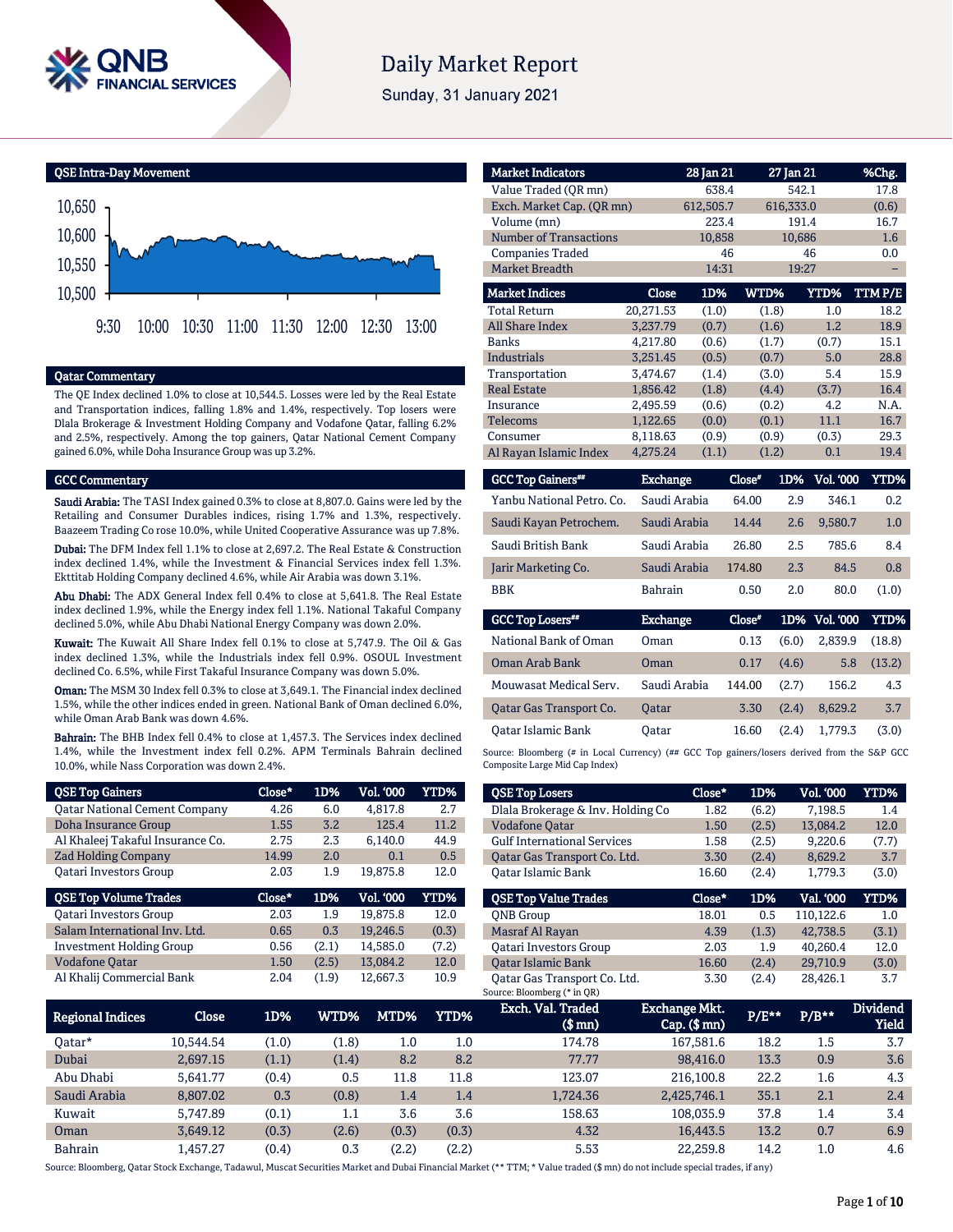# Daily Market Report

Sunday, 31 January 2021

## QSE Intra-Day Movement

## Qatar Commentary

The QE Index declined 1.0% to close at 10,544.5. Losses were led by the Real Estate and Transportation indices, falling 1.8% and 1.4%, respectively. Top losers were Dlala Brokerage & Investment Holding Company and Vodafone Qatar, falling 6.2% and 2.5%, respectively. Among the top gainers, Qatar National Cement Company gained 6.0%, while Doha Insurance Group was up 3.2%.

## GCC Commentary

**Saudi Arabia:** The TASI Index gained 0.3% to close at 8,807.0. Gains were led by the Retailing and Consumer Durables indices, rising 1.7% and 1.3%, respectively. Baazeem Trading Co rose 10.0%, while United Cooperative Assurance was up 7.8%.

**Dubai:** The DFM Index fell 1.1% to close at 2,697.2. The Real Estate & Construction index declined 1.4%, while the Investment & Financial Services index fell 1.3%. Ekttitab Holding Company declined 4.6%, while Air Arabia was down 3.1%.

**Abu Dhabi:** The ADX General Index fell 0.4% to close at 5,641.8. The Real Estate index declined 1.9%, while the Energy index fell 1.1%. National Takaful Company declined 5.0%, while Abu Dhabi National Energy Company was down 2.0%.

**Kuwait:** The Kuwait All Share Index fell 0.1% to close at 5,747.9. The Oil & Gas index declined 1.3%, while the Industrials index fell 0.9%. OSOUL Investment declined Co. 6.5%, while First Takaful Insurance Company was down 5.0%.

**Oman:** The MSM 30 Index fell 0.3% to close at 3,649.1. The Financial index declined 1.5%, while the other indices ended in green. National Bank of Oman declined 6.0%, while Oman Arab Bank was down 4.6%.

**Bahrain:** The BHB Index fell 0.4% to close at 1,457.3. The Services index declined 1.4%, while the Investment index fell 0.2%. APM Terminals Bahrain declined 10.0%, while Nass Corporation was down 2.4%.

| Market Indicators | 28 Jan 21 | 27 Jan 21 | %Chg. |
|---|---|---|---|
| Value Traded (QR mn) | 638.4 | 542.1 | 17.8 |
| Exch. Market Cap. (QR mn) | 612,505.7 | 616,333.0 | (0.6) |
| Volume (mn) | 223.4 | 191.4 | 16.7 |
| Number of Transactions | 10,858 | 10,686 | 1.6 |
| Companies Traded | 46 | 46 | 0.0 |
| Market Breadth | 14:31 | 19:27 | – |

| Market Indices | Close | 1D% | WTD% | YTD% | TTM P/E |
|---|---|---|---|---|---|
| Total Return | 20,271.53 | (1.0) | (1.8) | 1.0 | 18.2 |
| All Share Index | 3,237.79 | (0.7) | (1.6) | 1.2 | 18.9 |
| Banks | 4,217.80 | (0.6) | (1.7) | (0.7) | 15.1 |
| Industrials | 3,251.45 | (0.5) | (0.7) | 5.0 | 28.8 |
| Transportation | 3,474.67 | (1.4) | (3.0) | 5.4 | 15.9 |
| Real Estate | 1,856.42 | (1.8) | (4.4) | (3.7) | 16.4 |
| Insurance | 2,495.59 | (0.6) | (0.2) | 4.2 | N.A. |
| Telecoms | 1,122.65 | (0.0) | (0.1) | 11.1 | 16.7 |
| Consumer | 8,118.63 | (0.9) | (0.9) | (0.3) | 29.3 |
| Al Rayan Islamic Index | 4,275.24 | (1.1) | (1.2) | 0.1 | 19.4 |

| GCC Top Gainers## | Exchange | Close# | 1D% | Vol. '000 | YTD% |
|---|---|---|---|---|---|
| Yanbu National Petro. Co. | Saudi Arabia | 64.00 | 2.9 | 346.1 | 0.2 |
| Saudi Kayan Petrochem. | Saudi Arabia | 14.44 | 2.6 | 9,580.7 | 1.0 |
| Saudi British Bank | Saudi Arabia | 26.80 | 2.5 | 785.6 | 8.4 |
| Jarir Marketing Co. | Saudi Arabia | 174.80 | 2.3 | 84.5 | 0.8 |
| BBK | Bahrain | 0.50 | 2.0 | 80.0 | (1.0) |

| GCC Top Losers## | Exchange | Close# | 1D% | Vol. '000 | YTD% |
|---|---|---|---|---|---|
| National Bank of Oman | Oman | 0.13 | (6.0) | 2,839.9 | (18.8) |
| Oman Arab Bank | Oman | 0.17 | (4.6) | 5.8 | (13.2) |
| Mouwasat Medical Serv. | Saudi Arabia | 144.00 | (2.7) | 156.2 | 4.3 |
| Qatar Gas Transport Co. | Qatar | 3.30 | (2.4) | 8,629.2 | 3.7 |
| Qatar Islamic Bank | Qatar | 16.60 | (2.4) | 1,779.3 | (3.0) |

Source: Bloomberg (# in Local Currency) (## GCC Top gainers/losers derived from the S&P GCC Composite Large Mid Cap Index)

| QSE Top Gainers | Close* | 1D% | Vol. '000 | YTD% |
|---|---|---|---|---|
| Qatar National Cement Company | 4.26 | 6.0 | 4,817.8 | 2.7 |
| Doha Insurance Group | 1.55 | 3.2 | 125.4 | 11.2 |
| Al Khaleej Takaful Insurance Co. | 2.75 | 2.3 | 6,140.0 | 44.9 |
| Zad Holding Company | 14.99 | 2.0 | 0.1 | 0.5 |
| Qatari Investors Group | 2.03 | 1.9 | 19,875.8 | 12.0 |

| QSE Top Volume Trades | Close* | 1D% | Vol. '000 | YTD% |
|---|---|---|---|---|
| Qatari Investors Group | 2.03 | 1.9 | 19,875.8 | 12.0 |
| Salam International Inv. Ltd. | 0.65 | 0.3 | 19,246.5 | (0.3) |
| Investment Holding Group | 0.56 | (2.1) | 14,585.0 | (7.2) |
| Vodafone Qatar | 1.50 | (2.5) | 13,084.2 | 12.0 |
| Al Khalij Commercial Bank | 2.04 | (1.9) | 12,667.3 | 10.9 |

| QSE Top Losers | Close* | 1D% | Vol. '000 | YTD% |
|---|---|---|---|---|
| Dlala Brokerage & Inv. Holding Co | 1.82 | (6.2) | 7,198.5 | 1.4 |
| Vodafone Qatar | 1.50 | (2.5) | 13,084.2 | 12.0 |
| Gulf International Services | 1.58 | (2.5) | 9,220.6 | (7.7) |
| Qatar Gas Transport Co. Ltd. | 3.30 | (2.4) | 8,629.2 | 3.7 |
| Qatar Islamic Bank | 16.60 | (2.4) | 1,779.3 | (3.0) |

| QSE Top Value Trades | Close* | 1D% | Val. '000 | YTD% |
|---|---|---|---|---|
| QNB Group | 18.01 | 0.5 | 110,122.6 | 1.0 |
| Masraf Al Rayan | 4.39 | (1.3) | 42,738.5 | (3.1) |
| Qatari Investors Group | 2.03 | 1.9 | 40,260.4 | 12.0 |
| Qatar Islamic Bank | 16.60 | (2.4) | 29,710.9 | (3.0) |
| Qatar Gas Transport Co. Ltd. | 3.30 | (2.4) | 28,426.1 | 3.7 |

Source: Bloomberg (* in QR)

| Regional Indices | Close | 1D% | WTD% | MTD% | YTD% | Exch. Val. Traded ($ mn) | Exchange Mkt. Cap. ($ mn) | P/E** | P/B** | Dividend Yield |
|---|---|---|---|---|---|---|---|---|---|---|
| Qatar* | 10,544.54 | (1.0) | (1.8) | 1.0 | 1.0 | 174.78 | 167,581.6 | 18.2 | 1.5 | 3.7 |
| Dubai | 2,697.15 | (1.1) | (1.4) | 8.2 | 8.2 | 77.77 | 98,416.0 | 13.3 | 0.9 | 3.6 |
| Abu Dhabi | 5,641.77 | (0.4) | 0.5 | 11.8 | 11.8 | 123.07 | 216,100.8 | 22.2 | 1.6 | 4.3 |
| Saudi Arabia | 8,807.02 | 0.3 | (0.8) | 1.4 | 1.4 | 1,724.36 | 2,425,746.1 | 35.1 | 2.1 | 2.4 |
| Kuwait | 5,747.89 | (0.1) | 1.1 | 3.6 | 3.6 | 158.63 | 108,035.9 | 37.8 | 1.4 | 3.4 |
| Oman | 3,649.12 | (0.3) | (2.6) | (0.3) | (0.3) | 4.32 | 16,443.5 | 13.2 | 0.7 | 6.9 |
| Bahrain | 1,457.27 | (0.4) | 0.3 | (2.2) | (2.2) | 5.53 | 22,259.8 | 14.2 | 1.0 | 4.6 |

Source: Bloomberg, Qatar Stock Exchange, Tadawul, Muscat Securities Market and Dubai Financial Market (** TTM; * Value traded ($ mn) do not include special trades, if any)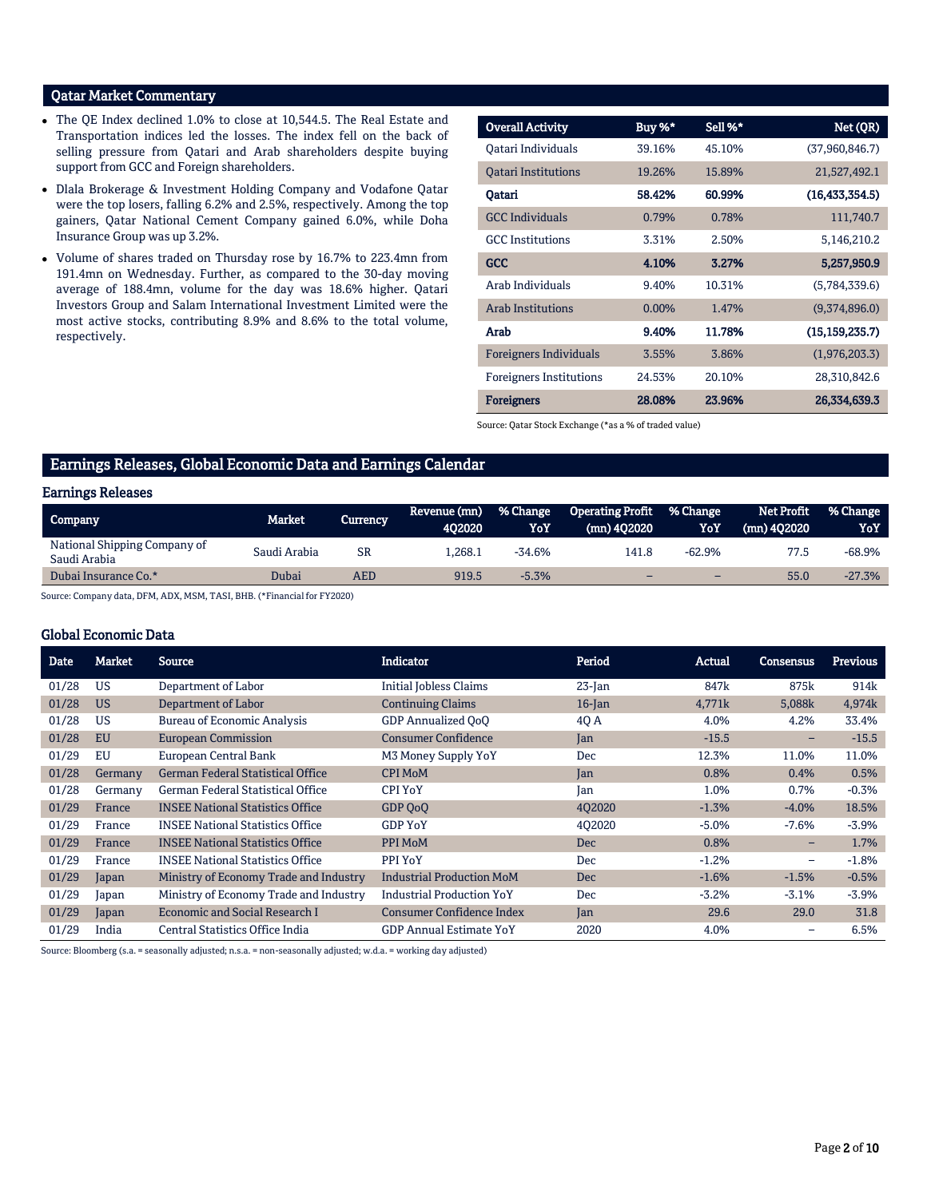## Qatar Market Commentary

- The QE Index declined 1.0% to close at 10,544.5. The Real Estate and Transportation indices led the losses. The index fell on the back of selling pressure from Qatari and Arab shareholders despite buying support from GCC and Foreign shareholders.
- Dlala Brokerage & Investment Holding Company and Vodafone Qatar were the top losers, falling 6.2% and 2.5%, respectively. Among the top gainers, Qatar National Cement Company gained 6.0%, while Doha Insurance Group was up 3.2%.
- Volume of shares traded on Thursday rose by 16.7% to 223.4mn from 191.4mn on Wednesday. Further, as compared to the 30-day moving average of 188.4mn, volume for the day was 18.6% higher. Qatari Investors Group and Salam International Investment Limited were the most active stocks, contributing 8.9% and 8.6% to the total volume, respectively.

| Overall Activity | Buy %* | Sell %* | Net (QR) |
|---|---|---|---|
| Qatari Individuals | 39.16% | 45.10% | (37,960,846.7) |
| Qatari Institutions | 19.26% | 15.89% | 21,527,492.1 |
| **Qatari** | **58.42%** | **60.99%** | **(16,433,354.5)** |
| GCC Individuals | 0.79% | 0.78% | 111,740.7 |
| GCC Institutions | 3.31% | 2.50% | 5,146,210.2 |
| **GCC** | **4.10%** | **3.27%** | **5,257,950.9** |
| Arab Individuals | 9.40% | 10.31% | (5,784,339.6) |
| Arab Institutions | 0.00% | 1.47% | (9,374,896.0) |
| **Arab** | **9.40%** | **11.78%** | **(15,159,235.7)** |
| Foreigners Individuals | 3.55% | 3.86% | (1,976,203.3) |
| Foreigners Institutions | 24.53% | 20.10% | 28,310,842.6 |
| **Foreigners** | **28.08%** | **23.96%** | **26,334,639.3** |

Source: Qatar Stock Exchange (*as a % of traded value)

## Earnings Releases, Global Economic Data and Earnings Calendar

### Earnings Releases

| Company | Market | Currency | Revenue (mn) 4Q2020 | % Change YoY | Operating Profit (mn) 4Q2020 | % Change YoY | Net Profit (mn) 4Q2020 | % Change YoY |
|---|---|---|---|---|---|---|---|---|
| National Shipping Company of Saudi Arabia | Saudi Arabia | SR | 1,268.1 | -34.6% | 141.8 | -62.9% | 77.5 | -68.9% |
| Dubai Insurance Co.* | Dubai | AED | 919.5 | -5.3% | – | – | 55.0 | -27.3% |

Source: Company data, DFM, ADX, MSM, TASI, BHB. (*Financial for FY2020)

### Global Economic Data

| Date | Market | Source | Indicator | Period | Actual | Consensus | Previous |
|---|---|---|---|---|---|---|---|
| 01/28 | US | Department of Labor | Initial Jobless Claims | 23-Jan | 847k | 875k | 914k |
| 01/28 | US | Department of Labor | Continuing Claims | 16-Jan | 4,771k | 5,088k | 4,974k |
| 01/28 | US | Bureau of Economic Analysis | GDP Annualized QoQ | 4Q A | 4.0% | 4.2% | 33.4% |
| 01/28 | EU | European Commission | Consumer Confidence | Jan | -15.5 | – | -15.5 |
| 01/29 | EU | European Central Bank | M3 Money Supply YoY | Dec | 12.3% | 11.0% | 11.0% |
| 01/28 | Germany | German Federal Statistical Office | CPI MoM | Jan | 0.8% | 0.4% | 0.5% |
| 01/28 | Germany | German Federal Statistical Office | CPI YoY | Jan | 1.0% | 0.7% | -0.3% |
| 01/29 | France | INSEE National Statistics Office | GDP QoQ | 4Q2020 | -1.3% | -4.0% | 18.5% |
| 01/29 | France | INSEE National Statistics Office | GDP YoY | 4Q2020 | -5.0% | -7.6% | -3.9% |
| 01/29 | France | INSEE National Statistics Office | PPI MoM | Dec | 0.8% | – | 1.7% |
| 01/29 | France | INSEE National Statistics Office | PPI YoY | Dec | -1.2% | – | -1.8% |
| 01/29 | Japan | Ministry of Economy Trade and Industry | Industrial Production MoM | Dec | -1.6% | -1.5% | -0.5% |
| 01/29 | Japan | Ministry of Economy Trade and Industry | Industrial Production YoY | Dec | -3.2% | -3.1% | -3.9% |
| 01/29 | Japan | Economic and Social Research I | Consumer Confidence Index | Jan | 29.6 | 29.0 | 31.8 |
| 01/29 | India | Central Statistics Office India | GDP Annual Estimate YoY | 2020 | 4.0% | – | 6.5% |

Source: Bloomberg (s.a. = seasonally adjusted; n.s.a. = non-seasonally adjusted; w.d.a. = working day adjusted)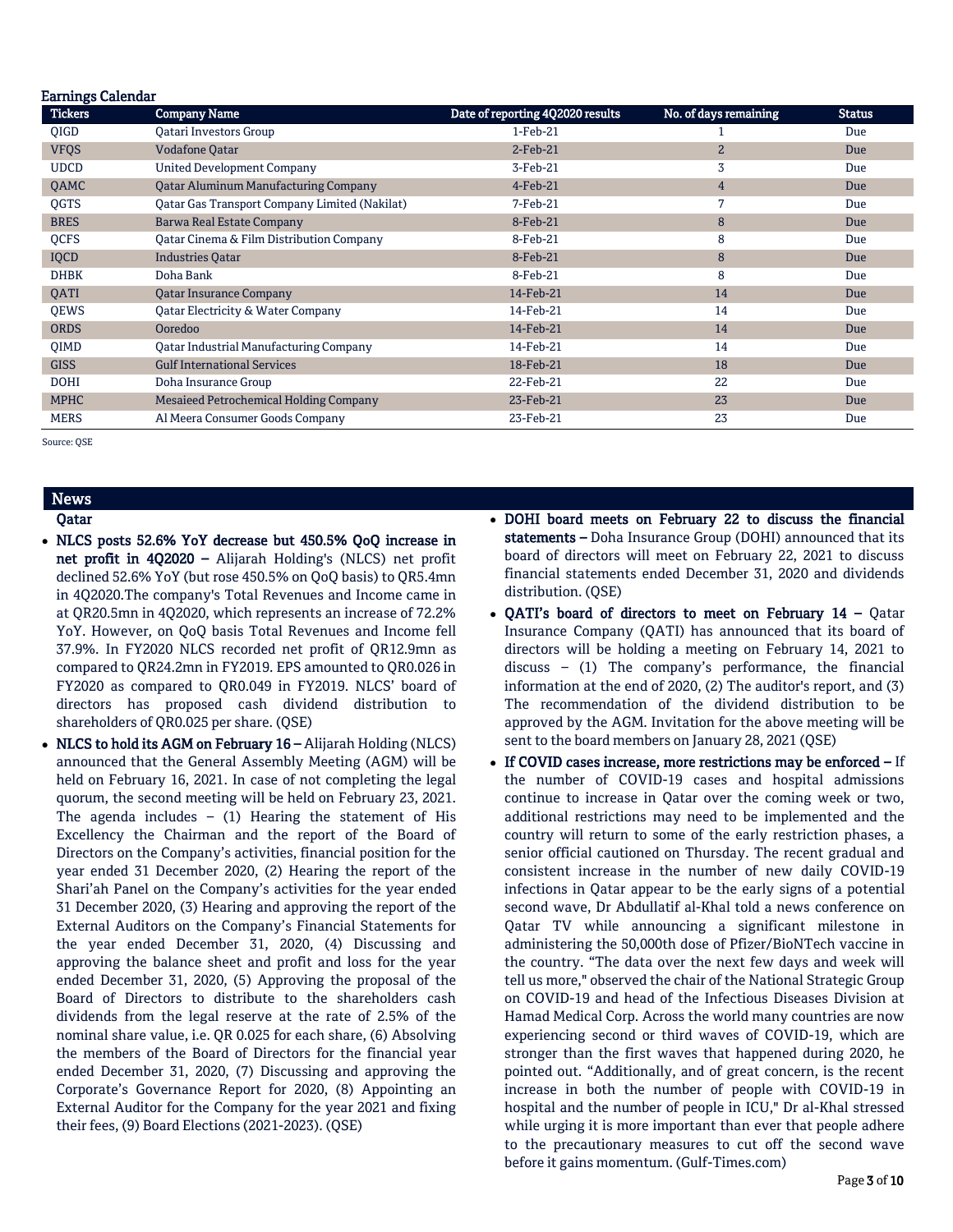## Earnings Calendar

| Tickers | Company Name | Date of reporting 4Q2020 results | No. of days remaining | Status |
|---|---|---|---|---|
| QIGD | Qatari Investors Group | 1-Feb-21 | 1 | Due |
| VFQS | Vodafone Qatar | 2-Feb-21 | 2 | Due |
| UDCD | United Development Company | 3-Feb-21 | 3 | Due |
| QAMC | Qatar Aluminum Manufacturing Company | 4-Feb-21 | 4 | Due |
| QGTS | Qatar Gas Transport Company Limited (Nakilat) | 7-Feb-21 | 7 | Due |
| BRES | Barwa Real Estate Company | 8-Feb-21 | 8 | Due |
| QCFS | Qatar Cinema & Film Distribution Company | 8-Feb-21 | 8 | Due |
| IQCD | Industries Qatar | 8-Feb-21 | 8 | Due |
| DHBK | Doha Bank | 8-Feb-21 | 8 | Due |
| QATI | Qatar Insurance Company | 14-Feb-21 | 14 | Due |
| QEWS | Qatar Electricity & Water Company | 14-Feb-21 | 14 | Due |
| ORDS | Ooredoo | 14-Feb-21 | 14 | Due |
| QIMD | Qatar Industrial Manufacturing Company | 14-Feb-21 | 14 | Due |
| GISS | Gulf International Services | 18-Feb-21 | 18 | Due |
| DOHI | Doha Insurance Group | 22-Feb-21 | 22 | Due |
| MPHC | Mesaieed Petrochemical Holding Company | 23-Feb-21 | 23 | Due |
| MERS | Al Meera Consumer Goods Company | 23-Feb-21 | 23 | Due |

Source: QSE

## News

### Qatar

- **NLCS posts 52.6% YoY decrease but 450.5% QoQ increase in net profit in 4Q2020 –** Alijarah Holding's (NLCS) net profit declined 52.6% YoY (but rose 450.5% on QoQ basis) to QR5.4mn in 4Q2020.The company's Total Revenues and Income came in at QR20.5mn in 4Q2020, which represents an increase of 72.2% YoY. However, on QoQ basis Total Revenues and Income fell 37.9%. In FY2020 NLCS recorded net profit of QR12.9mn as compared to QR24.2mn in FY2019. EPS amounted to QR0.026 in FY2020 as compared to QR0.049 in FY2019. NLCS' board of directors has proposed cash dividend distribution to shareholders of QR0.025 per share. (QSE)
- **NLCS to hold its AGM on February 16 –** Alijarah Holding (NLCS) announced that the General Assembly Meeting (AGM) will be held on February 16, 2021. In case of not completing the legal quorum, the second meeting will be held on February 23, 2021. The agenda includes – (1) Hearing the statement of His Excellency the Chairman and the report of the Board of Directors on the Company's activities, financial position for the year ended 31 December 2020, (2) Hearing the report of the Shari'ah Panel on the Company's activities for the year ended 31 December 2020, (3) Hearing and approving the report of the External Auditors on the Company's Financial Statements for the year ended December 31, 2020, (4) Discussing and approving the balance sheet and profit and loss for the year ended December 31, 2020, (5) Approving the proposal of the Board of Directors to distribute to the shareholders cash dividends from the legal reserve at the rate of 2.5% of the nominal share value, i.e. QR 0.025 for each share, (6) Absolving the members of the Board of Directors for the financial year ended December 31, 2020, (7) Discussing and approving the Corporate's Governance Report for 2020, (8) Appointing an External Auditor for the Company for the year 2021 and fixing their fees, (9) Board Elections (2021-2023). (QSE)
- **DOHI board meets on February 22 to discuss the financial statements –** Doha Insurance Group (DOHI) announced that its board of directors will meet on February 22, 2021 to discuss financial statements ended December 31, 2020 and dividends distribution. (QSE)
- **QATI's board of directors to meet on February 14 –** Qatar Insurance Company (QATI) has announced that its board of directors will be holding a meeting on February 14, 2021 to discuss – (1) The company's performance, the financial information at the end of 2020, (2) The auditor's report, and (3) The recommendation of the dividend distribution to be approved by the AGM. Invitation for the above meeting will be sent to the board members on January 28, 2021 (QSE)
- **If COVID cases increase, more restrictions may be enforced –** If the number of COVID-19 cases and hospital admissions continue to increase in Qatar over the coming week or two, additional restrictions may need to be implemented and the country will return to some of the early restriction phases, a senior official cautioned on Thursday. The recent gradual and consistent increase in the number of new daily COVID-19 infections in Qatar appear to be the early signs of a potential second wave, Dr Abdullatif al-Khal told a news conference on Qatar TV while announcing a significant milestone in administering the 50,000th dose of Pfizer/BioNTech vaccine in the country. "The data over the next few days and week will tell us more," observed the chair of the National Strategic Group on COVID-19 and head of the Infectious Diseases Division at Hamad Medical Corp. Across the world many countries are now experiencing second or third waves of COVID-19, which are stronger than the first waves that happened during 2020, he pointed out. "Additionally, and of great concern, is the recent increase in both the number of people with COVID-19 in hospital and the number of people in ICU," Dr al-Khal stressed while urging it is more important than ever that people adhere to the precautionary measures to cut off the second wave before it gains momentum. (Gulf-Times.com)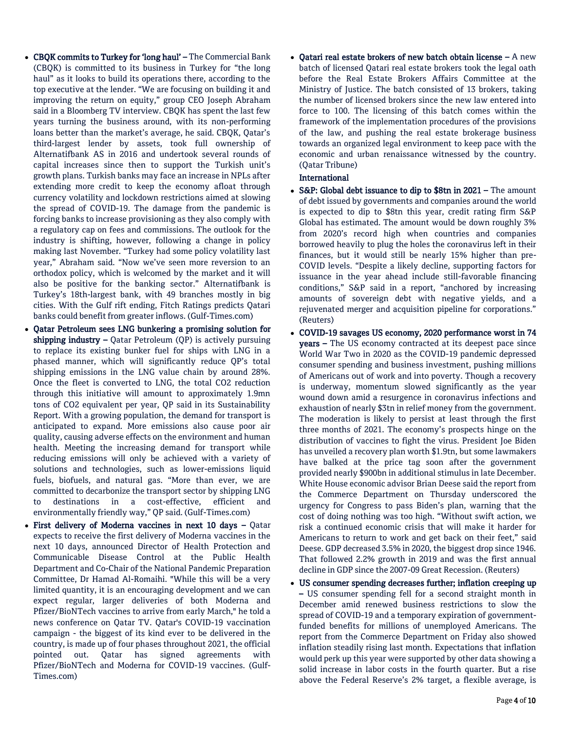- **CBQK commits to Turkey for 'long haul' –** The Commercial Bank (CBQK) is committed to its business in Turkey for "the long haul" as it looks to build its operations there, according to the top executive at the lender. "We are focusing on building it and improving the return on equity," group CEO Joseph Abraham said in a Bloomberg TV interview. CBQK has spent the last few years turning the business around, with its non-performing loans better than the market's average, he said. CBQK, Qatar's third-largest lender by assets, took full ownership of Alternatifbank AS in 2016 and undertook several rounds of capital increases since then to support the Turkish unit's growth plans. Turkish banks may face an increase in NPLs after extending more credit to keep the economy afloat through currency volatility and lockdown restrictions aimed at slowing the spread of COVID-19. The damage from the pandemic is forcing banks to increase provisioning as they also comply with a regulatory cap on fees and commissions. The outlook for the industry is shifting, however, following a change in policy making last November. "Turkey had some policy volatility last year," Abraham said. "Now we've seen more reversion to an orthodox policy, which is welcomed by the market and it will also be positive for the banking sector." Alternatifbank is Turkey's 18th-largest bank, with 49 branches mostly in big cities. With the Gulf rift ending, Fitch Ratings predicts Qatari banks could benefit from greater inflows. (Gulf-Times.com)
- **Qatar Petroleum sees LNG bunkering a promising solution for shipping industry –** Qatar Petroleum (QP) is actively pursuing to replace its existing bunker fuel for ships with LNG in a phased manner, which will significantly reduce QP's total shipping emissions in the LNG value chain by around 28%. Once the fleet is converted to LNG, the total $CO_2$ reduction through this initiative will amount to approximately 1.9mn tons of $CO_2$ equivalent per year, QP said in its Sustainability Report. With a growing population, the demand for transport is anticipated to expand. More emissions also cause poor air quality, causing adverse effects on the environment and human health. Meeting the increasing demand for transport while reducing emissions will only be achieved with a variety of solutions and technologies, such as lower-emissions liquid fuels, biofuels, and natural gas. "More than ever, we are committed to decarbonize the transport sector by shipping LNG to destinations in a cost-effective, efficient and environmentally friendly way," QP said. (Gulf-Times.com)
- **First delivery of Moderna vaccines in next 10 days –** Qatar expects to receive the first delivery of Moderna vaccines in the next 10 days, announced Director of Health Protection and Communicable Disease Control at the Public Health Department and Co-Chair of the National Pandemic Preparation Committee, Dr Hamad Al-Romaihi. "While this will be a very limited quantity, it is an encouraging development and we can expect regular, larger deliveries of both Moderna and Pfizer/BioNTech vaccines to arrive from early March," he told a news conference on Qatar TV. Qatar's COVID-19 vaccination campaign - the biggest of its kind ever to be delivered in the country, is made up of four phases throughout 2021, the official pointed out. Qatar has signed agreements with Pfizer/BioNTech and Moderna for COVID-19 vaccines. (Gulf-Times.com)
- **Qatari real estate brokers of new batch obtain license –** A new batch of licensed Qatari real estate brokers took the legal oath before the Real Estate Brokers Affairs Committee at the Ministry of Justice. The batch consisted of 13 brokers, taking the number of licensed brokers since the new law entered into force to 100. The licensing of this batch comes within the framework of the implementation procedures of the provisions of the law, and pushing the real estate brokerage business towards an organized legal environment to keep pace with the economic and urban renaissance witnessed by the country. (Qatar Tribune)

**International**

- **S&P: Global debt issuance to dip to \$8tn in 2021 –** The amount of debt issued by governments and companies around the world is expected to dip to \$8tn this year, credit rating firm S&P Global has estimated. The amount would be down roughly 3% from 2020's record high when countries and companies borrowed heavily to plug the holes the coronavirus left in their finances, but it would still be nearly 15% higher than pre-COVID levels. "Despite a likely decline, supporting factors for issuance in the year ahead include still-favorable financing conditions," S&P said in a report, "anchored by increasing amounts of sovereign debt with negative yields, and a rejuvenated merger and acquisition pipeline for corporations." (Reuters)
- **COVID-19 savages US economy, 2020 performance worst in 74 years –** The US economy contracted at its deepest pace since World War Two in 2020 as the COVID-19 pandemic depressed consumer spending and business investment, pushing millions of Americans out of work and into poverty. Though a recovery is underway, momentum slowed significantly as the year wound down amid a resurgence in coronavirus infections and exhaustion of nearly \$3tn in relief money from the government. The moderation is likely to persist at least through the first three months of 2021. The economy's prospects hinge on the distribution of vaccines to fight the virus. President Joe Biden has unveiled a recovery plan worth \$1.9tn, but some lawmakers have balked at the price tag soon after the government provided nearly \$900bn in additional stimulus in late December. White House economic advisor Brian Deese said the report from the Commerce Department on Thursday underscored the urgency for Congress to pass Biden's plan, warning that the cost of doing nothing was too high. "Without swift action, we risk a continued economic crisis that will make it harder for Americans to return to work and get back on their feet," said Deese. GDP decreased 3.5% in 2020, the biggest drop since 1946. That followed 2.2% growth in 2019 and was the first annual decline in GDP since the 2007-09 Great Recession. (Reuters)
- **US consumer spending decreases further; inflation creeping up –** US consumer spending fell for a second straight month in December amid renewed business restrictions to slow the spread of COVID-19 and a temporary expiration of government-funded benefits for millions of unemployed Americans. The report from the Commerce Department on Friday also showed inflation steadily rising last month. Expectations that inflation would perk up this year were supported by other data showing a solid increase in labor costs in the fourth quarter. But a rise above the Federal Reserve's 2% target, a flexible average, is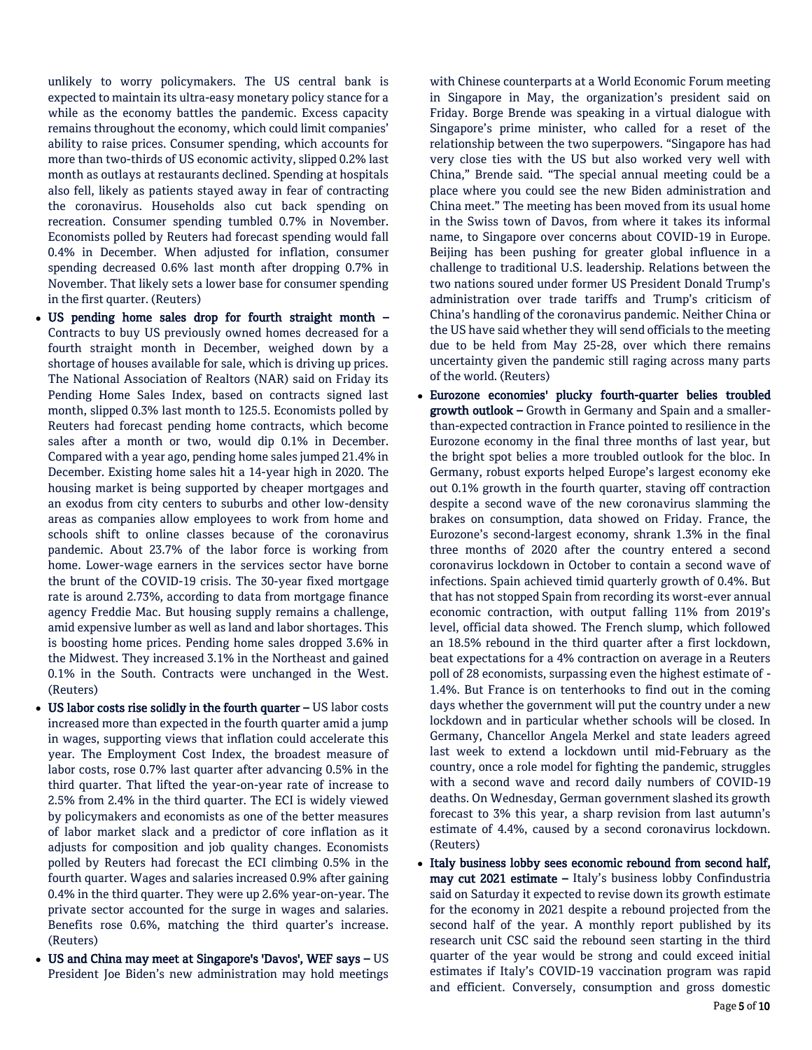unlikely to worry policymakers. The US central bank is expected to maintain its ultra-easy monetary policy stance for a while as the economy battles the pandemic. Excess capacity remains throughout the economy, which could limit companies' ability to raise prices. Consumer spending, which accounts for more than two-thirds of US economic activity, slipped 0.2% last month as outlays at restaurants declined. Spending at hospitals also fell, likely as patients stayed away in fear of contracting the coronavirus. Households also cut back spending on recreation. Consumer spending tumbled 0.7% in November. Economists polled by Reuters had forecast spending would fall 0.4% in December. When adjusted for inflation, consumer spending decreased 0.6% last month after dropping 0.7% in November. That likely sets a lower base for consumer spending in the first quarter. (Reuters)

- **US pending home sales drop for fourth straight month –** Contracts to buy US previously owned homes decreased for a fourth straight month in December, weighed down by a shortage of houses available for sale, which is driving up prices. The National Association of Realtors (NAR) said on Friday its Pending Home Sales Index, based on contracts signed last month, slipped 0.3% last month to 125.5. Economists polled by Reuters had forecast pending home contracts, which become sales after a month or two, would dip 0.1% in December. Compared with a year ago, pending home sales jumped 21.4% in December. Existing home sales hit a 14-year high in 2020. The housing market is being supported by cheaper mortgages and an exodus from city centers to suburbs and other low-density areas as companies allow employees to work from home and schools shift to online classes because of the coronavirus pandemic. About 23.7% of the labor force is working from home. Lower-wage earners in the services sector have borne the brunt of the COVID-19 crisis. The 30-year fixed mortgage rate is around 2.73%, according to data from mortgage finance agency Freddie Mac. But housing supply remains a challenge, amid expensive lumber as well as land and labor shortages. This is boosting home prices. Pending home sales dropped 3.6% in the Midwest. They increased 3.1% in the Northeast and gained 0.1% in the South. Contracts were unchanged in the West. (Reuters)
- **US labor costs rise solidly in the fourth quarter –** US labor costs increased more than expected in the fourth quarter amid a jump in wages, supporting views that inflation could accelerate this year. The Employment Cost Index, the broadest measure of labor costs, rose 0.7% last quarter after advancing 0.5% in the third quarter. That lifted the year-on-year rate of increase to 2.5% from 2.4% in the third quarter. The ECI is widely viewed by policymakers and economists as one of the better measures of labor market slack and a predictor of core inflation as it adjusts for composition and job quality changes. Economists polled by Reuters had forecast the ECI climbing 0.5% in the fourth quarter. Wages and salaries increased 0.9% after gaining 0.4% in the third quarter. They were up 2.6% year-on-year. The private sector accounted for the surge in wages and salaries. Benefits rose 0.6%, matching the third quarter's increase. (Reuters)
- **US and China may meet at Singapore's 'Davos', WEF says –** US President Joe Biden's new administration may hold meetings with Chinese counterparts at a World Economic Forum meeting in Singapore in May, the organization's president said on Friday. Borge Brende was speaking in a virtual dialogue with Singapore's prime minister, who called for a reset of the relationship between the two superpowers. "Singapore has had very close ties with the US but also worked very well with China," Brende said. "The special annual meeting could be a place where you could see the new Biden administration and China meet." The meeting has been moved from its usual home in the Swiss town of Davos, from where it takes its informal name, to Singapore over concerns about COVID-19 in Europe. Beijing has been pushing for greater global influence in a challenge to traditional U.S. leadership. Relations between the two nations soured under former US President Donald Trump's administration over trade tariffs and Trump's criticism of China's handling of the coronavirus pandemic. Neither China or the US have said whether they will send officials to the meeting due to be held from May 25-28, over which there remains uncertainty given the pandemic still raging across many parts of the world. (Reuters)
- **Eurozone economies' plucky fourth-quarter belies troubled growth outlook –** Growth in Germany and Spain and a smaller-than-expected contraction in France pointed to resilience in the Eurozone economy in the final three months of last year, but the bright spot belies a more troubled outlook for the bloc. In Germany, robust exports helped Europe's largest economy eke out 0.1% growth in the fourth quarter, staving off contraction despite a second wave of the new coronavirus slamming the brakes on consumption, data showed on Friday. France, the Eurozone's second-largest economy, shrank 1.3% in the final three months of 2020 after the country entered a second coronavirus lockdown in October to contain a second wave of infections. Spain achieved timid quarterly growth of 0.4%. But that has not stopped Spain from recording its worst-ever annual economic contraction, with output falling 11% from 2019's level, official data showed. The French slump, which followed an 18.5% rebound in the third quarter after a first lockdown, beat expectations for a 4% contraction on average in a Reuters poll of 28 economists, surpassing even the highest estimate of -1.4%. But France is on tenterhooks to find out in the coming days whether the government will put the country under a new lockdown and in particular whether schools will be closed. In Germany, Chancellor Angela Merkel and state leaders agreed last week to extend a lockdown until mid-February as the country, once a role model for fighting the pandemic, struggles with a second wave and record daily numbers of COVID-19 deaths. On Wednesday, German government slashed its growth forecast to 3% this year, a sharp revision from last autumn's estimate of 4.4%, caused by a second coronavirus lockdown. (Reuters)
- **Italy business lobby sees economic rebound from second half, may cut 2021 estimate –** Italy's business lobby Confindustria said on Saturday it expected to revise down its growth estimate for the economy in 2021 despite a rebound projected from the second half of the year. A monthly report published by its research unit CSC said the rebound seen starting in the third quarter of the year would be strong and could exceed initial estimates if Italy's COVID-19 vaccination program was rapid and efficient. Conversely, consumption and gross domestic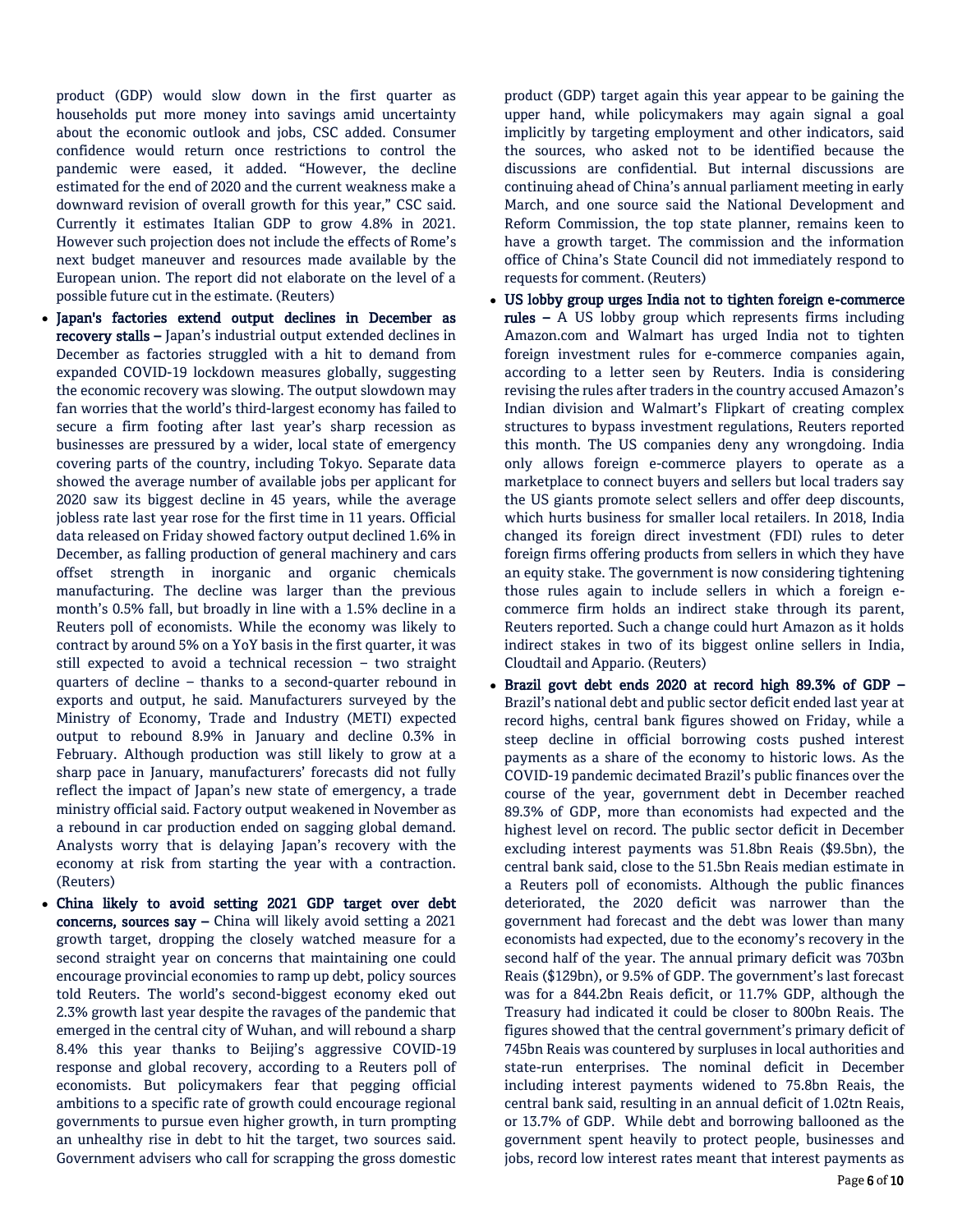product (GDP) would slow down in the first quarter as households put more money into savings amid uncertainty about the economic outlook and jobs, CSC added. Consumer confidence would return once restrictions to control the pandemic were eased, it added. "However, the decline estimated for the end of 2020 and the current weakness make a downward revision of overall growth for this year," CSC said. Currently it estimates Italian GDP to grow 4.8% in 2021. However such projection does not include the effects of Rome's next budget maneuver and resources made available by the European union. The report did not elaborate on the level of a possible future cut in the estimate. (Reuters)

- **Japan's factories extend output declines in December as recovery stalls –** Japan's industrial output extended declines in December as factories struggled with a hit to demand from expanded COVID-19 lockdown measures globally, suggesting the economic recovery was slowing. The output slowdown may fan worries that the world's third-largest economy has failed to secure a firm footing after last year's sharp recession as businesses are pressured by a wider, local state of emergency covering parts of the country, including Tokyo. Separate data showed the average number of available jobs per applicant for 2020 saw its biggest decline in 45 years, while the average jobless rate last year rose for the first time in 11 years. Official data released on Friday showed factory output declined 1.6% in December, as falling production of general machinery and cars offset strength in inorganic and organic chemicals manufacturing. The decline was larger than the previous month's 0.5% fall, but broadly in line with a 1.5% decline in a Reuters poll of economists. While the economy was likely to contract by around 5% on a YoY basis in the first quarter, it was still expected to avoid a technical recession – two straight quarters of decline – thanks to a second-quarter rebound in exports and output, he said. Manufacturers surveyed by the Ministry of Economy, Trade and Industry (METI) expected output to rebound 8.9% in January and decline 0.3% in February. Although production was still likely to grow at a sharp pace in January, manufacturers' forecasts did not fully reflect the impact of Japan's new state of emergency, a trade ministry official said. Factory output weakened in November as a rebound in car production ended on sagging global demand. Analysts worry that is delaying Japan's recovery with the economy at risk from starting the year with a contraction. (Reuters)
- **China likely to avoid setting 2021 GDP target over debt concerns, sources say –** China will likely avoid setting a 2021 growth target, dropping the closely watched measure for a second straight year on concerns that maintaining one could encourage provincial economies to ramp up debt, policy sources told Reuters. The world's second-biggest economy eked out 2.3% growth last year despite the ravages of the pandemic that emerged in the central city of Wuhan, and will rebound a sharp 8.4% this year thanks to Beijing's aggressive COVID-19 response and global recovery, according to a Reuters poll of economists. But policymakers fear that pegging official ambitions to a specific rate of growth could encourage regional governments to pursue even higher growth, in turn prompting an unhealthy rise in debt to hit the target, two sources said. Government advisers who call for scrapping the gross domestic product (GDP) target again this year appear to be gaining the upper hand, while policymakers may again signal a goal implicitly by targeting employment and other indicators, said the sources, who asked not to be identified because the discussions are confidential. But internal discussions are continuing ahead of China's annual parliament meeting in early March, and one source said the National Development and Reform Commission, the top state planner, remains keen to have a growth target. The commission and the information office of China's State Council did not immediately respond to requests for comment. (Reuters)
- **US lobby group urges India not to tighten foreign e-commerce rules –** A US lobby group which represents firms including Amazon.com and Walmart has urged India not to tighten foreign investment rules for e-commerce companies again, according to a letter seen by Reuters. India is considering revising the rules after traders in the country accused Amazon's Indian division and Walmart's Flipkart of creating complex structures to bypass investment regulations, Reuters reported this month. The US companies deny any wrongdoing. India only allows foreign e-commerce players to operate as a marketplace to connect buyers and sellers but local traders say the US giants promote select sellers and offer deep discounts, which hurts business for smaller local retailers. In 2018, India changed its foreign direct investment (FDI) rules to deter foreign firms offering products from sellers in which they have an equity stake. The government is now considering tightening those rules again to include sellers in which a foreign e-commerce firm holds an indirect stake through its parent, Reuters reported. Such a change could hurt Amazon as it holds indirect stakes in two of its biggest online sellers in India, Cloudtail and Appario. (Reuters)
- **Brazil govt debt ends 2020 at record high 89.3% of GDP –** Brazil's national debt and public sector deficit ended last year at record highs, central bank figures showed on Friday, while a steep decline in official borrowing costs pushed interest payments as a share of the economy to historic lows. As the COVID-19 pandemic decimated Brazil's public finances over the course of the year, government debt in December reached 89.3% of GDP, more than economists had expected and the highest level on record. The public sector deficit in December excluding interest payments was 51.8bn Reais ($9.5bn), the central bank said, close to the 51.5bn Reais median estimate in a Reuters poll of economists. Although the public finances deteriorated, the 2020 deficit was narrower than the government had forecast and the debt was lower than many economists had expected, due to the economy's recovery in the second half of the year. The annual primary deficit was 703bn Reais ($129bn), or 9.5% of GDP. The government's last forecast was for a 844.2bn Reais deficit, or 11.7% GDP, although the Treasury had indicated it could be closer to 800bn Reais. The figures showed that the central government's primary deficit of 745bn Reais was countered by surpluses in local authorities and state-run enterprises. The nominal deficit in December including interest payments widened to 75.8bn Reais, the central bank said, resulting in an annual deficit of 1.02tn Reais, or 13.7% of GDP. While debt and borrowing ballooned as the government spent heavily to protect people, businesses and jobs, record low interest rates meant that interest payments as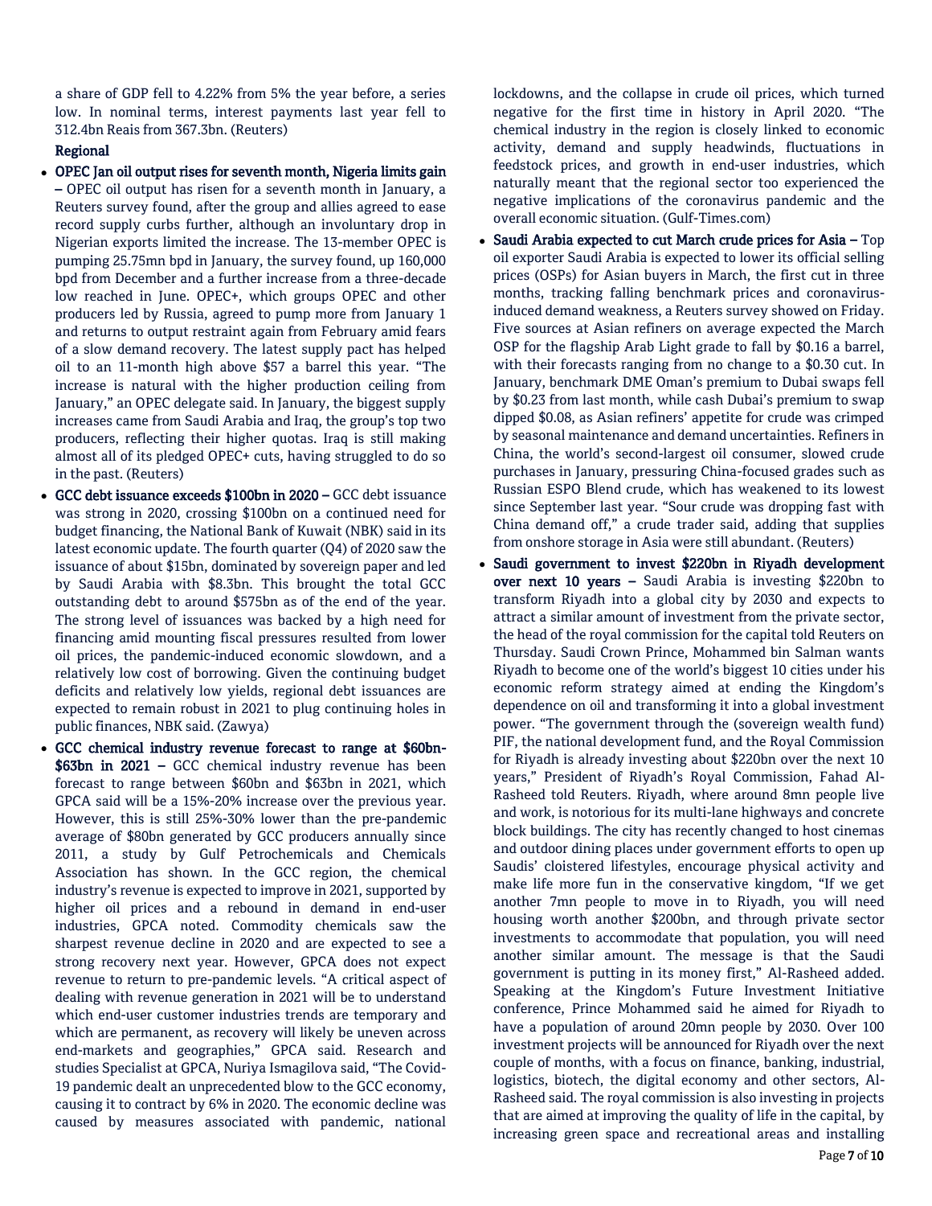a share of GDP fell to 4.22% from 5% the year before, a series low. In nominal terms, interest payments last year fell to 312.4bn Reais from 367.3bn. (Reuters)

## Regional

- **OPEC Jan oil output rises for seventh month, Nigeria limits gain –** OPEC oil output has risen for a seventh month in January, a Reuters survey found, after the group and allies agreed to ease record supply curbs further, although an involuntary drop in Nigerian exports limited the increase. The 13-member OPEC is pumping 25.75mn bpd in January, the survey found, up 160,000 bpd from December and a further increase from a three-decade low reached in June. OPEC+, which groups OPEC and other producers led by Russia, agreed to pump more from January 1 and returns to output restraint again from February amid fears of a slow demand recovery. The latest supply pact has helped oil to an 11-month high above $57 a barrel this year. "The increase is natural with the higher production ceiling from January," an OPEC delegate said. In January, the biggest supply increases came from Saudi Arabia and Iraq, the group's top two producers, reflecting their higher quotas. Iraq is still making almost all of its pledged OPEC+ cuts, having struggled to do so in the past. (Reuters)
- **GCC debt issuance exceeds $100bn in 2020 –** GCC debt issuance was strong in 2020, crossing $100bn on a continued need for budget financing, the National Bank of Kuwait (NBK) said in its latest economic update. The fourth quarter (Q4) of 2020 saw the issuance of about $15bn, dominated by sovereign paper and led by Saudi Arabia with $8.3bn. This brought the total GCC outstanding debt to around $575bn as of the end of the year. The strong level of issuances was backed by a high need for financing amid mounting fiscal pressures resulted from lower oil prices, the pandemic-induced economic slowdown, and a relatively low cost of borrowing. Given the continuing budget deficits and relatively low yields, regional debt issuances are expected to remain robust in 2021 to plug continuing holes in public finances, NBK said. (Zawya)
- **GCC chemical industry revenue forecast to range at $60bn-$63bn in 2021 –** GCC chemical industry revenue has been forecast to range between $60bn and $63bn in 2021, which GPCA said will be a 15%-20% increase over the previous year. However, this is still 25%-30% lower than the pre-pandemic average of $80bn generated by GCC producers annually since 2011, a study by Gulf Petrochemicals and Chemicals Association has shown. In the GCC region, the chemical industry's revenue is expected to improve in 2021, supported by higher oil prices and a rebound in demand in end-user industries, GPCA noted. Commodity chemicals saw the sharpest revenue decline in 2020 and are expected to see a strong recovery next year. However, GPCA does not expect revenue to return to pre-pandemic levels. "A critical aspect of dealing with revenue generation in 2021 will be to understand which end-user customer industries trends are temporary and which are permanent, as recovery will likely be uneven across end-markets and geographies," GPCA said. Research and studies Specialist at GPCA, Nuriya Ismagilova said, "The Covid-19 pandemic dealt an unprecedented blow to the GCC economy, causing it to contract by 6% in 2020. The economic decline was caused by measures associated with pandemic, national lockdowns, and the collapse in crude oil prices, which turned negative for the first time in history in April 2020. "The chemical industry in the region is closely linked to economic activity, demand and supply headwinds, fluctuations in feedstock prices, and growth in end-user industries, which naturally meant that the regional sector too experienced the negative implications of the coronavirus pandemic and the overall economic situation. (Gulf-Times.com)
- **Saudi Arabia expected to cut March crude prices for Asia –** Top oil exporter Saudi Arabia is expected to lower its official selling prices (OSPs) for Asian buyers in March, the first cut in three months, tracking falling benchmark prices and coronavirus-induced demand weakness, a Reuters survey showed on Friday. Five sources at Asian refiners on average expected the March OSP for the flagship Arab Light grade to fall by $0.16 a barrel, with their forecasts ranging from no change to a $0.30 cut. In January, benchmark DME Oman's premium to Dubai swaps fell by $0.23 from last month, while cash Dubai's premium to swap dipped $0.08, as Asian refiners' appetite for crude was crimped by seasonal maintenance and demand uncertainties. Refiners in China, the world's second-largest oil consumer, slowed crude purchases in January, pressuring China-focused grades such as Russian ESPO Blend crude, which has weakened to its lowest since September last year. "Sour crude was dropping fast with China demand off," a crude trader said, adding that supplies from onshore storage in Asia were still abundant. (Reuters)
- **Saudi government to invest $220bn in Riyadh development over next 10 years –** Saudi Arabia is investing $220bn to transform Riyadh into a global city by 2030 and expects to attract a similar amount of investment from the private sector, the head of the royal commission for the capital told Reuters on Thursday. Saudi Crown Prince, Mohammed bin Salman wants Riyadh to become one of the world's biggest 10 cities under his economic reform strategy aimed at ending the Kingdom's dependence on oil and transforming it into a global investment power. "The government through the (sovereign wealth fund) PIF, the national development fund, and the Royal Commission for Riyadh is already investing about $220bn over the next 10 years," President of Riyadh's Royal Commission, Fahad Al-Rasheed told Reuters. Riyadh, where around 8mn people live and work, is notorious for its multi-lane highways and concrete block buildings. The city has recently changed to host cinemas and outdoor dining places under government efforts to open up Saudis' cloistered lifestyles, encourage physical activity and make life more fun in the conservative kingdom, "If we get another 7mn people to move in to Riyadh, you will need housing worth another $200bn, and through private sector investments to accommodate that population, you will need another similar amount. The message is that the Saudi government is putting in its money first," Al-Rasheed added. Speaking at the Kingdom's Future Investment Initiative conference, Prince Mohammed said he aimed for Riyadh to have a population of around 20mn people by 2030. Over 100 investment projects will be announced for Riyadh over the next couple of months, with a focus on finance, banking, industrial, logistics, biotech, the digital economy and other sectors, Al-Rasheed said. The royal commission is also investing in projects that are aimed at improving the quality of life in the capital, by increasing green space and recreational areas and installing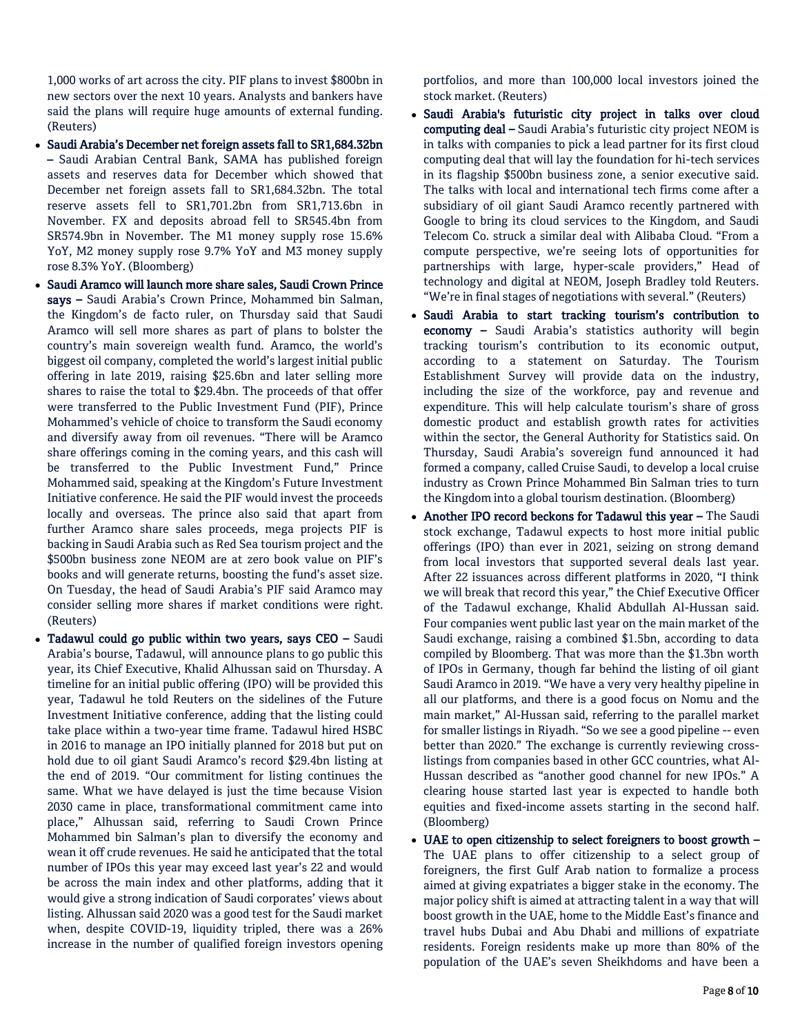1,000 works of art across the city. PIF plans to invest $800bn in new sectors over the next 10 years. Analysts and bankers have said the plans will require huge amounts of external funding. (Reuters)

- **Saudi Arabia's December net foreign assets fall to SR1,684.32bn –** Saudi Arabian Central Bank, SAMA has published foreign assets and reserves data for December which showed that December net foreign assets fall to SR1,684.32bn. The total reserve assets fell to SR1,701.2bn from SR1,713.6bn in November. FX and deposits abroad fell to SR545.4bn from SR574.9bn in November. The M1 money supply rose 15.6% YoY, M2 money supply rose 9.7% YoY and M3 money supply rose 8.3% YoY. (Bloomberg)
- **Saudi Aramco will launch more share sales, Saudi Crown Prince says –** Saudi Arabia's Crown Prince, Mohammed bin Salman, the Kingdom's de facto ruler, on Thursday said that Saudi Aramco will sell more shares as part of plans to bolster the country's main sovereign wealth fund. Aramco, the world's biggest oil company, completed the world's largest initial public offering in late 2019, raising $25.6bn and later selling more shares to raise the total to $29.4bn. The proceeds of that offer were transferred to the Public Investment Fund (PIF), Prince Mohammed's vehicle of choice to transform the Saudi economy and diversify away from oil revenues. "There will be Aramco share offerings coming in the coming years, and this cash will be transferred to the Public Investment Fund," Prince Mohammed said, speaking at the Kingdom's Future Investment Initiative conference. He said the PIF would invest the proceeds locally and overseas. The prince also said that apart from further Aramco share sales proceeds, mega projects PIF is backing in Saudi Arabia such as Red Sea tourism project and the $500bn business zone NEOM are at zero book value on PIF's books and will generate returns, boosting the fund's asset size. On Tuesday, the head of Saudi Arabia's PIF said Aramco may consider selling more shares if market conditions were right. (Reuters)
- **Tadawul could go public within two years, says CEO –** Saudi Arabia's bourse, Tadawul, will announce plans to go public this year, its Chief Executive, Khalid Alhussan said on Thursday. A timeline for an initial public offering (IPO) will be provided this year, Tadawul he told Reuters on the sidelines of the Future Investment Initiative conference, adding that the listing could take place within a two-year time frame. Tadawul hired HSBC in 2016 to manage an IPO initially planned for 2018 but put on hold due to oil giant Saudi Aramco's record $29.4bn listing at the end of 2019. "Our commitment for listing continues the same. What we have delayed is just the time because Vision 2030 came in place, transformational commitment came into place," Alhussan said, referring to Saudi Crown Prince Mohammed bin Salman's plan to diversify the economy and wean it off crude revenues. He said he anticipated that the total number of IPOs this year may exceed last year's 22 and would be across the main index and other platforms, adding that it would give a strong indication of Saudi corporates' views about listing. Alhussan said 2020 was a good test for the Saudi market when, despite COVID-19, liquidity tripled, there was a 26% increase in the number of qualified foreign investors opening portfolios, and more than 100,000 local investors joined the stock market. (Reuters)
- **Saudi Arabia's futuristic city project in talks over cloud computing deal –** Saudi Arabia's futuristic city project NEOM is in talks with companies to pick a lead partner for its first cloud computing deal that will lay the foundation for hi-tech services in its flagship $500bn business zone, a senior executive said. The talks with local and international tech firms come after a subsidiary of oil giant Saudi Aramco recently partnered with Google to bring its cloud services to the Kingdom, and Saudi Telecom Co. struck a similar deal with Alibaba Cloud. "From a compute perspective, we're seeing lots of opportunities for partnerships with large, hyper-scale providers," Head of technology and digital at NEOM, Joseph Bradley told Reuters. "We're in final stages of negotiations with several." (Reuters)
- **Saudi Arabia to start tracking tourism's contribution to economy –** Saudi Arabia's statistics authority will begin tracking tourism's contribution to its economic output, according to a statement on Saturday. The Tourism Establishment Survey will provide data on the industry, including the size of the workforce, pay and revenue and expenditure. This will help calculate tourism's share of gross domestic product and establish growth rates for activities within the sector, the General Authority for Statistics said. On Thursday, Saudi Arabia's sovereign fund announced it had formed a company, called Cruise Saudi, to develop a local cruise industry as Crown Prince Mohammed Bin Salman tries to turn the Kingdom into a global tourism destination. (Bloomberg)
- **Another IPO record beckons for Tadawul this year –** The Saudi stock exchange, Tadawul expects to host more initial public offerings (IPO) than ever in 2021, seizing on strong demand from local investors that supported several deals last year. After 22 issuances across different platforms in 2020, "I think we will break that record this year," the Chief Executive Officer of the Tadawul exchange, Khalid Abdullah Al-Hussan said. Four companies went public last year on the main market of the Saudi exchange, raising a combined $1.5bn, according to data compiled by Bloomberg. That was more than the $1.3bn worth of IPOs in Germany, though far behind the listing of oil giant Saudi Aramco in 2019. "We have a very very healthy pipeline in all our platforms, and there is a good focus on Nomu and the main market," Al-Hussan said, referring to the parallel market for smaller listings in Riyadh. "So we see a good pipeline -- even better than 2020." The exchange is currently reviewing cross-listings from companies based in other GCC countries, what Al-Hussan described as "another good channel for new IPOs." A clearing house started last year is expected to handle both equities and fixed-income assets starting in the second half. (Bloomberg)
- **UAE to open citizenship to select foreigners to boost growth –** The UAE plans to offer citizenship to a select group of foreigners, the first Gulf Arab nation to formalize a process aimed at giving expatriates a bigger stake in the economy. The major policy shift is aimed at attracting talent in a way that will boost growth in the UAE, home to the Middle East's finance and travel hubs Dubai and Abu Dhabi and millions of expatriate residents. Foreign residents make up more than 80% of the population of the UAE's seven Sheikhdoms and have been a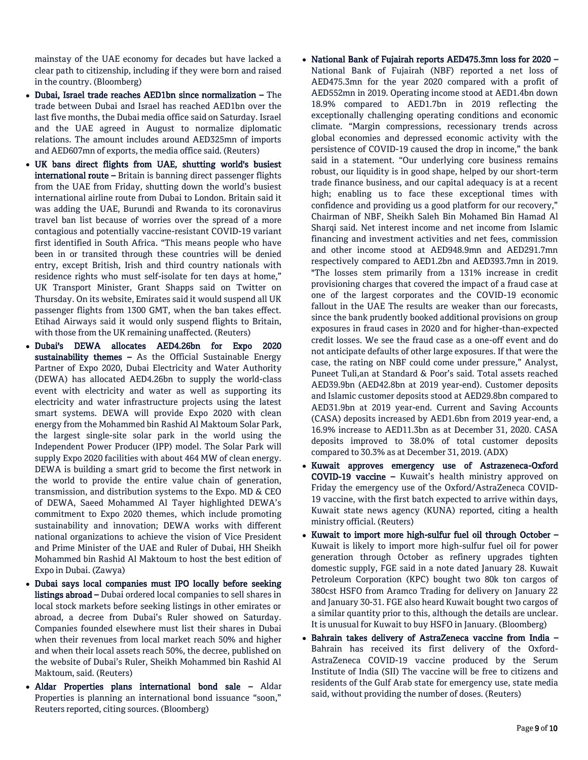mainstay of the UAE economy for decades but have lacked a clear path to citizenship, including if they were born and raised in the country. (Bloomberg)

- **Dubai, Israel trade reaches AED1bn since normalization –** The trade between Dubai and Israel has reached AED1bn over the last five months, the Dubai media office said on Saturday. Israel and the UAE agreed in August to normalize diplomatic relations. The amount includes around AED325mn of imports and AED607mn of exports, the media office said. (Reuters)
- **UK bans direct flights from UAE, shutting world's busiest international route –** Britain is banning direct passenger flights from the UAE from Friday, shutting down the world's busiest international airline route from Dubai to London. Britain said it was adding the UAE, Burundi and Rwanda to its coronavirus travel ban list because of worries over the spread of a more contagious and potentially vaccine-resistant COVID-19 variant first identified in South Africa. "This means people who have been in or transited through these countries will be denied entry, except British, Irish and third country nationals with residence rights who must self-isolate for ten days at home," UK Transport Minister, Grant Shapps said on Twitter on Thursday. On its website, Emirates said it would suspend all UK passenger flights from 1300 GMT, when the ban takes effect. Etihad Airways said it would only suspend flights to Britain, with those from the UK remaining unaffected. (Reuters)
- **Dubai's DEWA allocates AED4.26bn for Expo 2020 sustainability themes –** As the Official Sustainable Energy Partner of Expo 2020, Dubai Electricity and Water Authority (DEWA) has allocated AED4.26bn to supply the world-class event with electricity and water as well as supporting its electricity and water infrastructure projects using the latest smart systems. DEWA will provide Expo 2020 with clean energy from the Mohammed bin Rashid Al Maktoum Solar Park, the largest single-site solar park in the world using the Independent Power Producer (IPP) model. The Solar Park will supply Expo 2020 facilities with about 464 MW of clean energy. DEWA is building a smart grid to become the first network in the world to provide the entire value chain of generation, transmission, and distribution systems to the Expo. MD & CEO of DEWA, Saeed Mohammed Al Tayer highlighted DEWA's commitment to Expo 2020 themes, which include promoting sustainability and innovation; DEWA works with different national organizations to achieve the vision of Vice President and Prime Minister of the UAE and Ruler of Dubai, HH Sheikh Mohammed bin Rashid Al Maktoum to host the best edition of Expo in Dubai. (Zawya)
- **Dubai says local companies must IPO locally before seeking listings abroad –** Dubai ordered local companies to sell shares in local stock markets before seeking listings in other emirates or abroad, a decree from Dubai's Ruler showed on Saturday. Companies founded elsewhere must list their shares in Dubai when their revenues from local market reach 50% and higher and when their local assets reach 50%, the decree, published on the website of Dubai's Ruler, Sheikh Mohammed bin Rashid Al Maktoum, said. (Reuters)
- **Aldar Properties plans international bond sale –** Aldar Properties is planning an international bond issuance "soon," Reuters reported, citing sources. (Bloomberg)
- **National Bank of Fujairah reports AED475.3mn loss for 2020 –** National Bank of Fujairah (NBF) reported a net loss of AED475.3mn for the year 2020 compared with a profit of AED552mn in 2019. Operating income stood at AED1.4bn down 18.9% compared to AED1.7bn in 2019 reflecting the exceptionally challenging operating conditions and economic climate. "Margin compressions, recessionary trends across global economies and depressed economic activity with the persistence of COVID-19 caused the drop in income," the bank said in a statement. "Our underlying core business remains robust, our liquidity is in good shape, helped by our short-term trade finance business, and our capital adequacy is at a recent high; enabling us to face these exceptional times with confidence and providing us a good platform for our recovery," Chairman of NBF, Sheikh Saleh Bin Mohamed Bin Hamad Al Sharqi said. Net interest income and net income from Islamic financing and investment activities and net fees, commission and other income stood at AED948.9mn and AED291.7mn respectively compared to AED1.2bn and AED393.7mn in 2019. "The losses stem primarily from a 131% increase in credit provisioning charges that covered the impact of a fraud case at one of the largest corporates and the COVID-19 economic fallout in the UAE The results are weaker than our forecasts, since the bank prudently booked additional provisions on group exposures in fraud cases in 2020 and for higher-than-expected credit losses. We see the fraud case as a one-off event and do not anticipate defaults of other large exposures. If that were the case, the rating on NBF could come under pressure," Analyst, Puneet Tuli,an at Standard & Poor's said. Total assets reached AED39.9bn (AED42.8bn at 2019 year-end). Customer deposits and Islamic customer deposits stood at AED29.8bn compared to AED31.9bn at 2019 year-end. Current and Saving Accounts (CASA) deposits increased by AED1.6bn from 2019 year-end, a 16.9% increase to AED11.3bn as at December 31, 2020. CASA deposits improved to 38.0% of total customer deposits compared to 30.3% as at December 31, 2019. (ADX)
- **Kuwait approves emergency use of Astrazeneca-Oxford COVID-19 vaccine –** Kuwait's health ministry approved on Friday the emergency use of the Oxford/AstraZeneca COVID-19 vaccine, with the first batch expected to arrive within days, Kuwait state news agency (KUNA) reported, citing a health ministry official. (Reuters)
- **Kuwait to import more high-sulfur fuel oil through October –** Kuwait is likely to import more high-sulfur fuel oil for power generation through October as refinery upgrades tighten domestic supply, FGE said in a note dated January 28. Kuwait Petroleum Corporation (KPC) bought two 80k ton cargos of 380cst HSFO from Aramco Trading for delivery on January 22 and January 30-31. FGE also heard Kuwait bought two cargos of a similar quantity prior to this, although the details are unclear. It is unusual for Kuwait to buy HSFO in January. (Bloomberg)
- **Bahrain takes delivery of AstraZeneca vaccine from India –** Bahrain has received its first delivery of the Oxford-AstraZeneca COVID-19 vaccine produced by the Serum Institute of India (SII) The vaccine will be free to citizens and residents of the Gulf Arab state for emergency use, state media said, without providing the number of doses. (Reuters)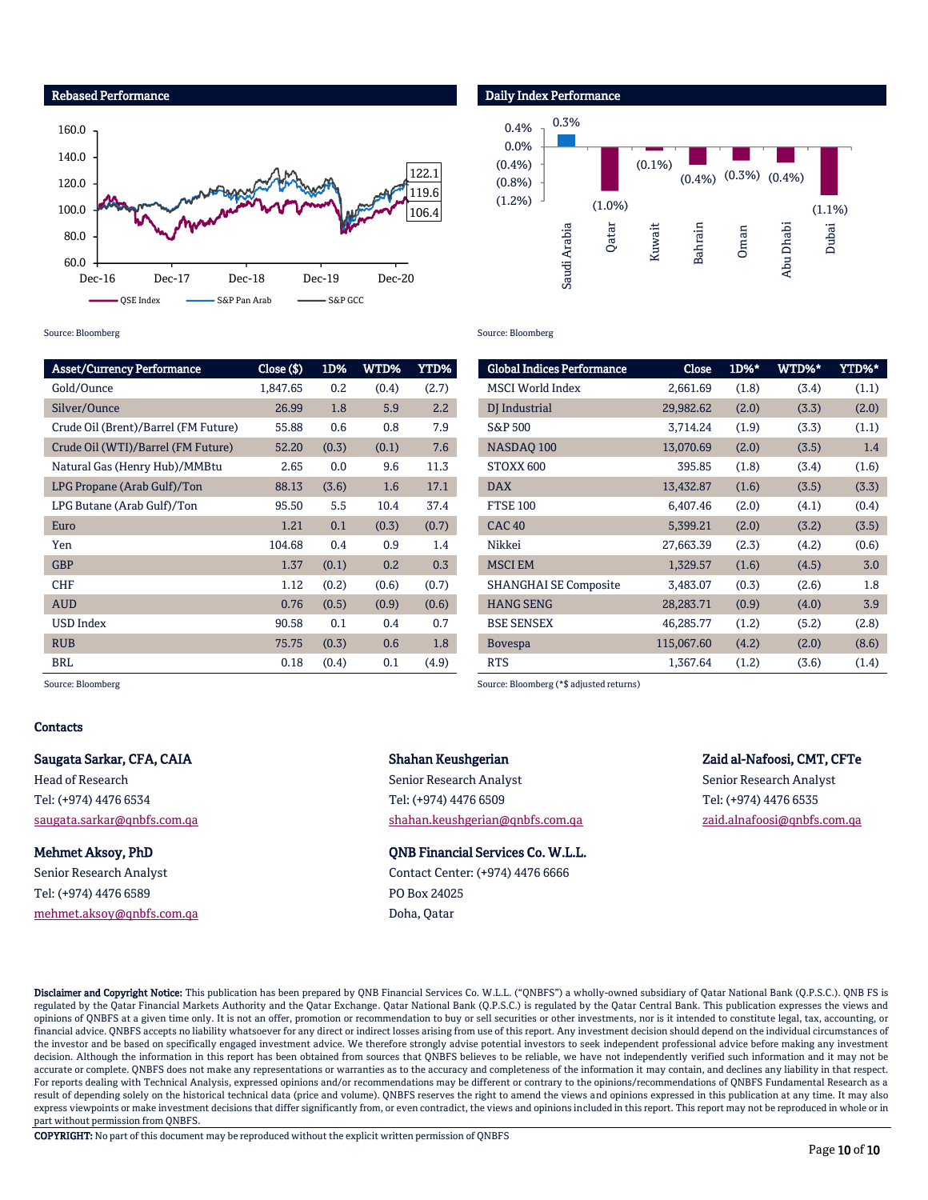## Rebased Performance

160.0
140.0
120.0
100.0
80.0
60.0

Dec-16 Dec-17 Dec-18 Dec-19 Dec-20

122.1
119.6
106.4

QSE Index S&P Pan Arab S&P GCC

Source: Bloomberg

## Daily Index Performance

0.4%
0.0%
(0.4%)
(0.8%)
(1.2%)

0.3% (1.0%) (0.1%) (0.4%) (0.3%) (0.4%) (1.1%)

Saudi Arabia Qatar Kuwait Bahrain Oman Abu Dhabi Dubai

Source: Bloomberg

| Asset/Currency Performance | Close ($) | 1D% | WTD% | YTD% |
|---|---|---|---|---|
| Gold/Ounce | 1,847.65 | 0.2 | (0.4) | (2.7) |
| Silver/Ounce | 26.99 | 1.8 | 5.9 | 2.2 |
| Crude Oil (Brent)/Barrel (FM Future) | 55.88 | 0.6 | 0.8 | 7.9 |
| Crude Oil (WTI)/Barrel (FM Future) | 52.20 | (0.3) | (0.1) | 7.6 |
| Natural Gas (Henry Hub)/MMBtu | 2.65 | 0.0 | 9.6 | 11.3 |
| LPG Propane (Arab Gulf)/Ton | 88.13 | (3.6) | 1.6 | 17.1 |
| LPG Butane (Arab Gulf)/Ton | 95.50 | 5.5 | 10.4 | 37.4 |
| Euro | 1.21 | 0.1 | (0.3) | (0.7) |
| Yen | 104.68 | 0.4 | 0.9 | 1.4 |
| GBP | 1.37 | (0.1) | 0.2 | 0.3 |
| CHF | 1.12 | (0.2) | (0.6) | (0.7) |
| AUD | 0.76 | (0.5) | (0.9) | (0.6) |
| USD Index | 90.58 | 0.1 | 0.4 | 0.7 |
| RUB | 75.75 | (0.3) | 0.6 | 1.8 |
| BRL | 0.18 | (0.4) | 0.1 | (4.9) |

Source: Bloomberg

| Global Indices Performance | Close | 1D%* | WTD%* | YTD%* |
|---|---|---|---|---|
| MSCI World Index | 2,661.69 | (1.8) | (3.4) | (1.1) |
| DJ Industrial | 29,982.62 | (2.0) | (3.3) | (2.0) |
| S&P 500 | 3,714.24 | (1.9) | (3.3) | (1.1) |
| NASDAQ 100 | 13,070.69 | (2.0) | (3.5) | 1.4 |
| STOXX 600 | 395.85 | (1.8) | (3.4) | (1.6) |
| DAX | 13,432.87 | (1.6) | (3.5) | (3.3) |
| FTSE 100 | 6,407.46 | (2.0) | (4.1) | (0.4) |
| CAC 40 | 5,399.21 | (2.0) | (3.2) | (3.5) |
| Nikkei | 27,663.39 | (2.3) | (4.2) | (0.6) |
| MSCI EM | 1,329.57 | (1.6) | (4.5) | 3.0 |
| SHANGHAI SE Composite | 3,483.07 | (0.3) | (2.6) | 1.8 |
| HANG SENG | 28,283.71 | (0.9) | (4.0) | 3.9 |
| BSE SENSEX | 46,285.77 | (1.2) | (5.2) | (2.8) |
| Bovespa | 115,067.60 | (4.2) | (2.0) | (8.6) |
| RTS | 1,367.64 | (1.2) | (3.6) | (1.4) |

Source: Bloomberg (*$ adjusted returns)

## Contacts

**Saugata Sarkar, CFA, CAIA**
Head of Research
Tel: (+974) 4476 6534
saugata.sarkar@qnbfs.com.qa

**Shahan Keushgerian**
Senior Research Analyst
Tel: (+974) 4476 6509
shahan.keushgerian@qnbfs.com.qa

**Zaid al-Nafoosi, CMT, CFTe**
Senior Research Analyst
Tel: (+974) 4476 6535
zaid.alnafoosi@qnbfs.com.qa

**Mehmet Aksoy, PhD**
Senior Research Analyst
Tel: (+974) 4476 6589
mehmet.aksoy@qnbfs.com.qa

**QNB Financial Services Co. W.L.L.**
Contact Center: (+974) 4476 6666
PO Box 24025
Doha, Qatar

**Disclaimer and Copyright Notice:** This publication has been prepared by QNB Financial Services Co. W.L.L. ("QNBFS") a wholly-owned subsidiary of Qatar National Bank (Q.P.S.C.). QNB FS is regulated by the Qatar Financial Markets Authority and the Qatar Exchange. Qatar National Bank (Q.P.S.C.) is regulated by the Qatar Central Bank. This publication expresses the views and opinions of QNBFS at a given time only. It is not an offer, promotion or recommendation to buy or sell securities or other investments, nor is it intended to constitute legal, tax, accounting, or financial advice. QNBFS accepts no liability whatsoever for any direct or indirect losses arising from use of this report. Any investment decision should depend on the individual circumstances of the investor and be based on specifically engaged investment advice. We therefore strongly advise potential investors to seek independent professional advice before making any investment decision. Although the information in this report has been obtained from sources that QNBFS believes to be reliable, we have not independently verified such information and it may not be accurate or complete. QNBFS does not make any representations or warranties as to the accuracy and completeness of the information it may contain, and declines any liability in that respect. For reports dealing with Technical Analysis, expressed opinions and/or recommendations may be different or contrary to the opinions/recommendations of QNBFS Fundamental Research as a result of depending solely on the historical technical data (price and volume). QNBFS reserves the right to amend the views and opinions expressed in this publication at any time. It may also express viewpoints or make investment decisions that differ significantly from, or even contradict, the views and opinions included in this report. This report may not be reproduced in whole or in part without permission from QNBFS.

**COPYRIGHT:** No part of this document may be reproduced without the explicit written permission of QNBFS